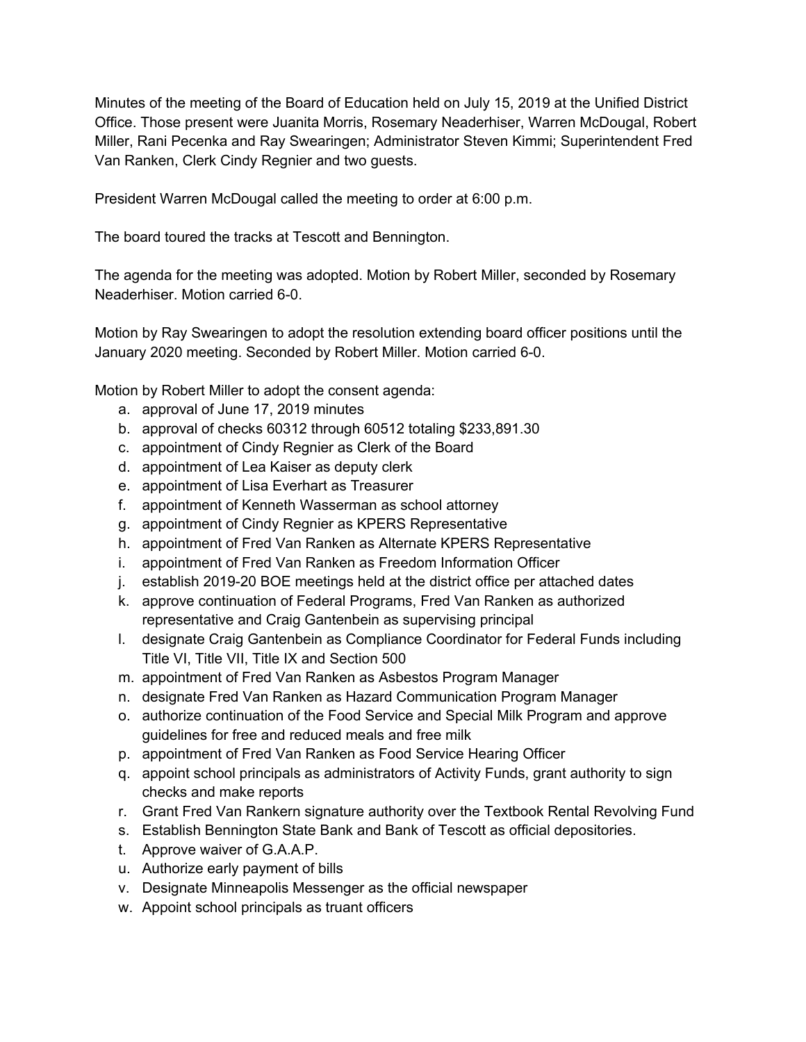Minutes of the meeting of the Board of Education held on July 15, 2019 at the Unified District Office. Those present were Juanita Morris, Rosemary Neaderhiser, Warren McDougal, Robert Miller, Rani Pecenka and Ray Swearingen; Administrator Steven Kimmi; Superintendent Fred Van Ranken, Clerk Cindy Regnier and two guests.

President Warren McDougal called the meeting to order at 6:00 p.m.

The board toured the tracks at Tescott and Bennington.

The agenda for the meeting was adopted. Motion by Robert Miller, seconded by Rosemary Neaderhiser. Motion carried 6-0.

Motion by Ray Swearingen to adopt the resolution extending board officer positions until the January 2020 meeting. Seconded by Robert Miller. Motion carried 6-0.

Motion by Robert Miller to adopt the consent agenda:

a. approval of June 17, 2019 minutes
b. approval of checks 60312 through 60512 totaling $233,891.30
c. appointment of Cindy Regnier as Clerk of the Board
d. appointment of Lea Kaiser as deputy clerk
e. appointment of Lisa Everhart as Treasurer
f. appointment of Kenneth Wasserman as school attorney
g. appointment of Cindy Regnier as KPERS Representative
h. appointment of Fred Van Ranken as Alternate KPERS Representative
i. appointment of Fred Van Ranken as Freedom Information Officer
j. establish 2019-20 BOE meetings held at the district office per attached dates
k. approve continuation of Federal Programs, Fred Van Ranken as authorized representative and Craig Gantenbein as supervising principal
l. designate Craig Gantenbein as Compliance Coordinator for Federal Funds including Title VI, Title VII, Title IX and Section 500
m. appointment of Fred Van Ranken as Asbestos Program Manager
n. designate Fred Van Ranken as Hazard Communication Program Manager
o. authorize continuation of the Food Service and Special Milk Program and approve guidelines for free and reduced meals and free milk
p. appointment of Fred Van Ranken as Food Service Hearing Officer
q. appoint school principals as administrators of Activity Funds, grant authority to sign checks and make reports
r. Grant Fred Van Rankern signature authority over the Textbook Rental Revolving Fund
s. Establish Bennington State Bank and Bank of Tescott as official depositories.
t. Approve waiver of G.A.A.P.
u. Authorize early payment of bills
v. Designate Minneapolis Messenger as the official newspaper
w. Appoint school principals as truant officers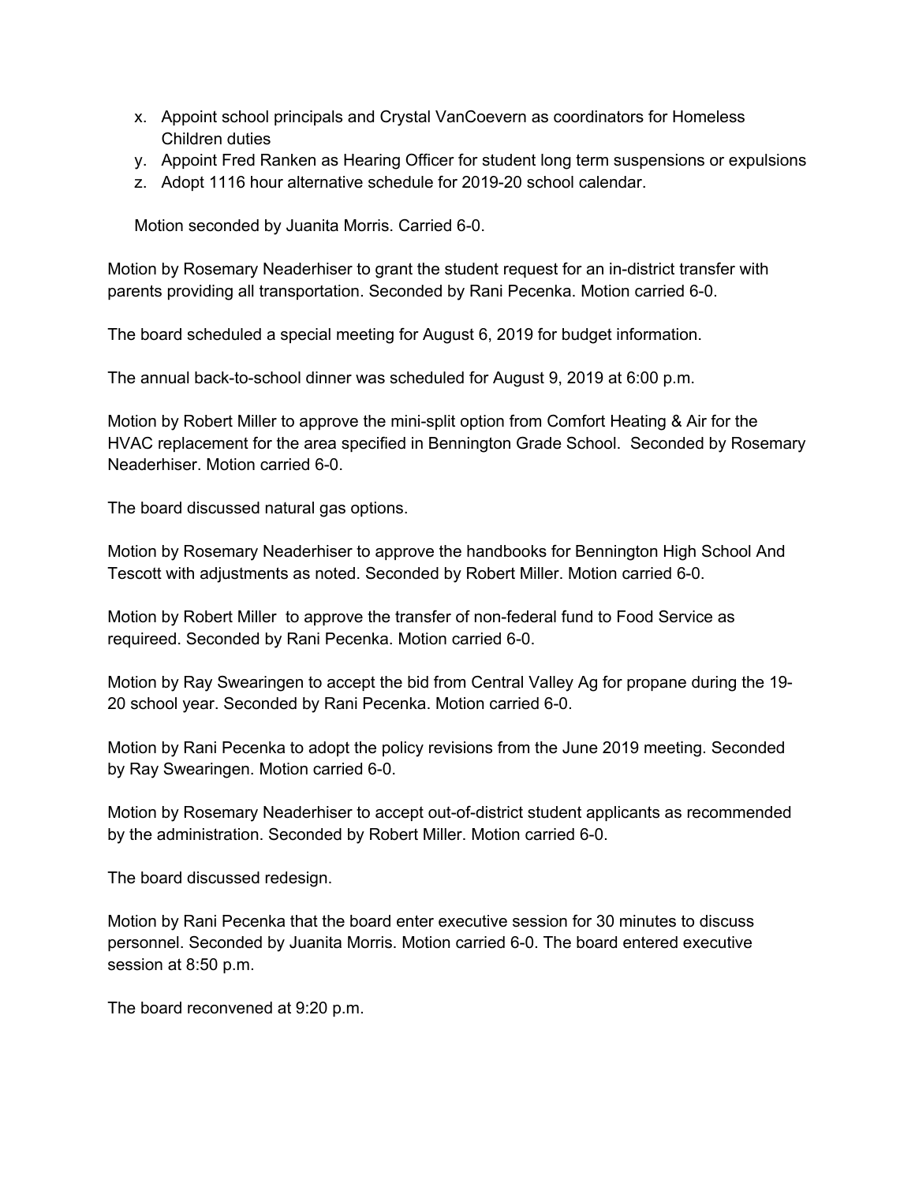x. Appoint school principals and Crystal VanCoevern as coordinators for Homeless Children duties
y. Appoint Fred Ranken as Hearing Officer for student long term suspensions or expulsions
z. Adopt 1116 hour alternative schedule for 2019-20 school calendar.

Motion seconded by Juanita Morris. Carried 6-0.

Motion by Rosemary Neaderhiser to grant the student request for an in-district transfer with parents providing all transportation. Seconded by Rani Pecenka. Motion carried 6-0.

The board scheduled a special meeting for August 6, 2019 for budget information.

The annual back-to-school dinner was scheduled for August 9, 2019 at 6:00 p.m.

Motion by Robert Miller to approve the mini-split option from Comfort Heating & Air for the HVAC replacement for the area specified in Bennington Grade School. Seconded by Rosemary Neaderhiser. Motion carried 6-0.

The board discussed natural gas options.

Motion by Rosemary Neaderhiser to approve the handbooks for Bennington High School And Tescott with adjustments as noted. Seconded by Robert Miller. Motion carried 6-0.

Motion by Robert Miller to approve the transfer of non-federal fund to Food Service as requireed. Seconded by Rani Pecenka. Motion carried 6-0.

Motion by Ray Swearingen to accept the bid from Central Valley Ag for propane during the 19-20 school year. Seconded by Rani Pecenka. Motion carried 6-0.

Motion by Rani Pecenka to adopt the policy revisions from the June 2019 meeting. Seconded by Ray Swearingen. Motion carried 6-0.

Motion by Rosemary Neaderhiser to accept out-of-district student applicants as recommended by the administration. Seconded by Robert Miller. Motion carried 6-0.

The board discussed redesign.

Motion by Rani Pecenka that the board enter executive session for 30 minutes to discuss personnel. Seconded by Juanita Morris. Motion carried 6-0. The board entered executive session at 8:50 p.m.

The board reconvened at 9:20 p.m.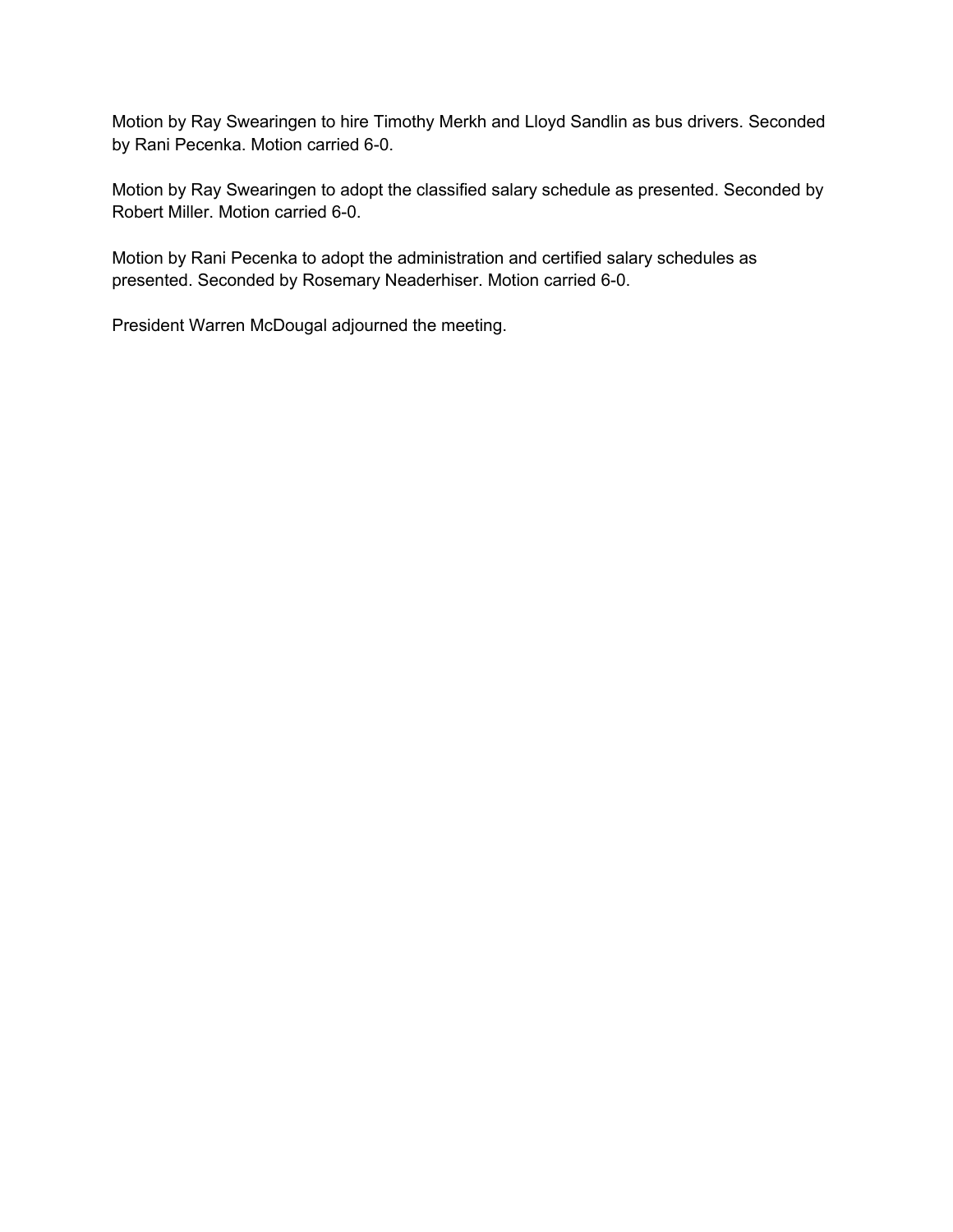Motion by Ray Swearingen to hire Timothy Merkh and Lloyd Sandlin as bus drivers. Seconded by Rani Pecenka. Motion carried 6-0.

Motion by Ray Swearingen to adopt the classified salary schedule as presented. Seconded by Robert Miller. Motion carried 6-0.

Motion by Rani Pecenka to adopt the administration and certified salary schedules as presented. Seconded by Rosemary Neaderhiser. Motion carried 6-0.

President Warren McDougal adjourned the meeting.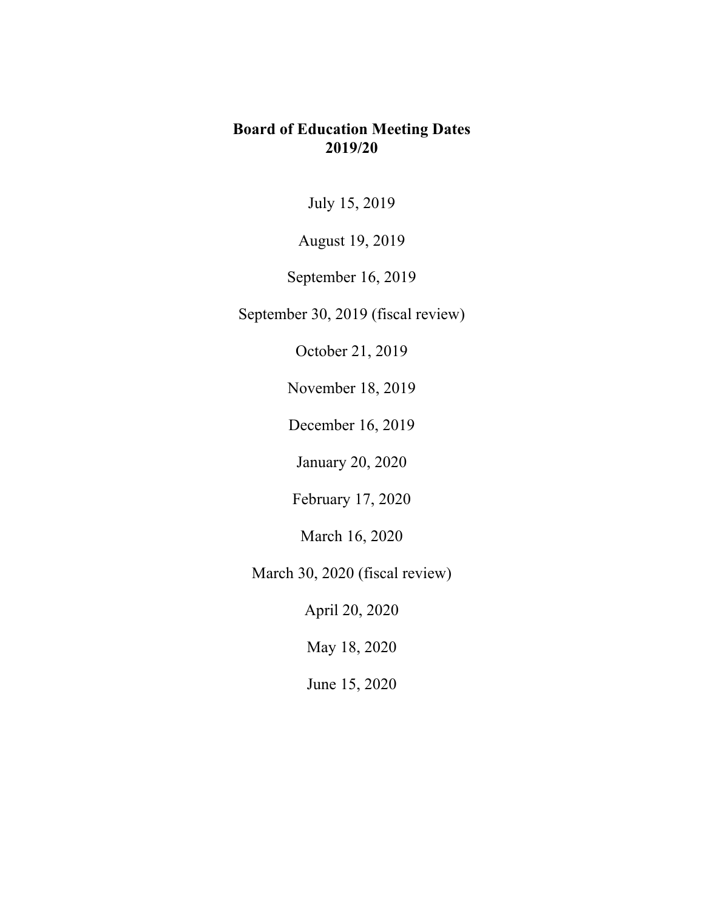**Board of Education Meeting Dates**
**2019/20**

July 15, 2019

August 19, 2019

September 16, 2019

September 30, 2019 (fiscal review)

October 21, 2019

November 18, 2019

December 16, 2019

January 20, 2020

February 17, 2020

March 16, 2020

March 30, 2020 (fiscal review)

April 20, 2020

May 18, 2020

June 15, 2020